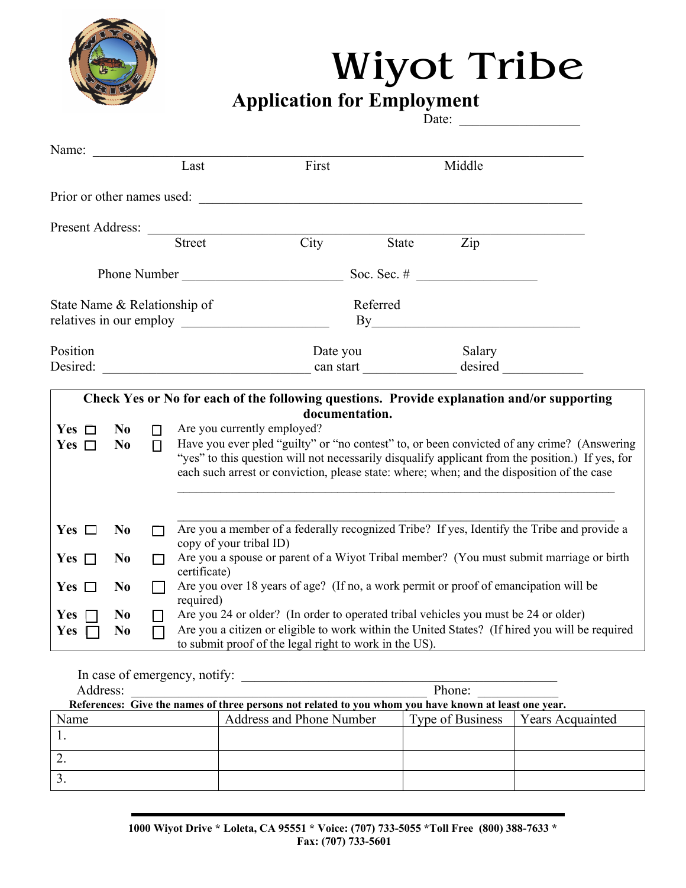# Wiyot Tribe

## Application for Employment

Date: ________________

Name: ______________________________________________
Last First Middle

Prior or other names used: ______________________________________________

Present Address: ______________________________________________
Street City State Zip

Phone Number ______________________ Soc. Sec. # ________________

State Name & Relationship of relatives in our employ ____________________ Referred By______________________________

Position Desired: ______________________________ Date you can start ____________ Salary desired ___________

**Check Yes or No for each of the following questions. Provide explanation and/or supporting documentation.**

| Yes | No | Question |
|---|---|---|
| Yes ☐ | No ☐ | Are you currently employed? |
| Yes ☐ | No ☐ | Have you ever pled "guilty" or "no contest" to, or been convicted of any crime? (Answering "yes" to this question will not necessarily disqualify applicant from the position.) If yes, for each such arrest or conviction, please state: where; when; and the disposition of the case ______________________________ ______________________________ |
| Yes ☐ | No ☐ | Are you a member of a federally recognized Tribe? If yes, Identify the Tribe and provide a copy of your tribal ID) |
| Yes ☐ | No ☐ | Are you a spouse or parent of a Wiyot Tribal member? (You must submit marriage or birth certificate) |
| Yes ☐ | No ☐ | Are you over 18 years of age? (If no, a work permit or proof of emancipation will be required) |
| Yes ☐ | No ☐ | Are you 24 or older? (In order to operated tribal vehicles you must be 24 or older) |
| Yes ☐ | No ☐ | Are you a citizen or eligible to work within the United States? (If hired you will be required to submit proof of the legal right to work in the US). |

In case of emergency, notify: ______________________________________________

Address: ______________________________________________ Phone: ____________

**References: Give the names of three persons not related to you whom you have known at least one year.**

| Name | Address and Phone Number | Type of Business | Years Acquainted |
|---|---|---|---|
| 1. | | | |
| 2. | | | |
| 3. | | | |

**1000 Wiyot Drive * Loleta, CA 95551 * Voice: (707) 733-5055 *Toll Free (800) 388-7633 * Fax: (707) 733-5601**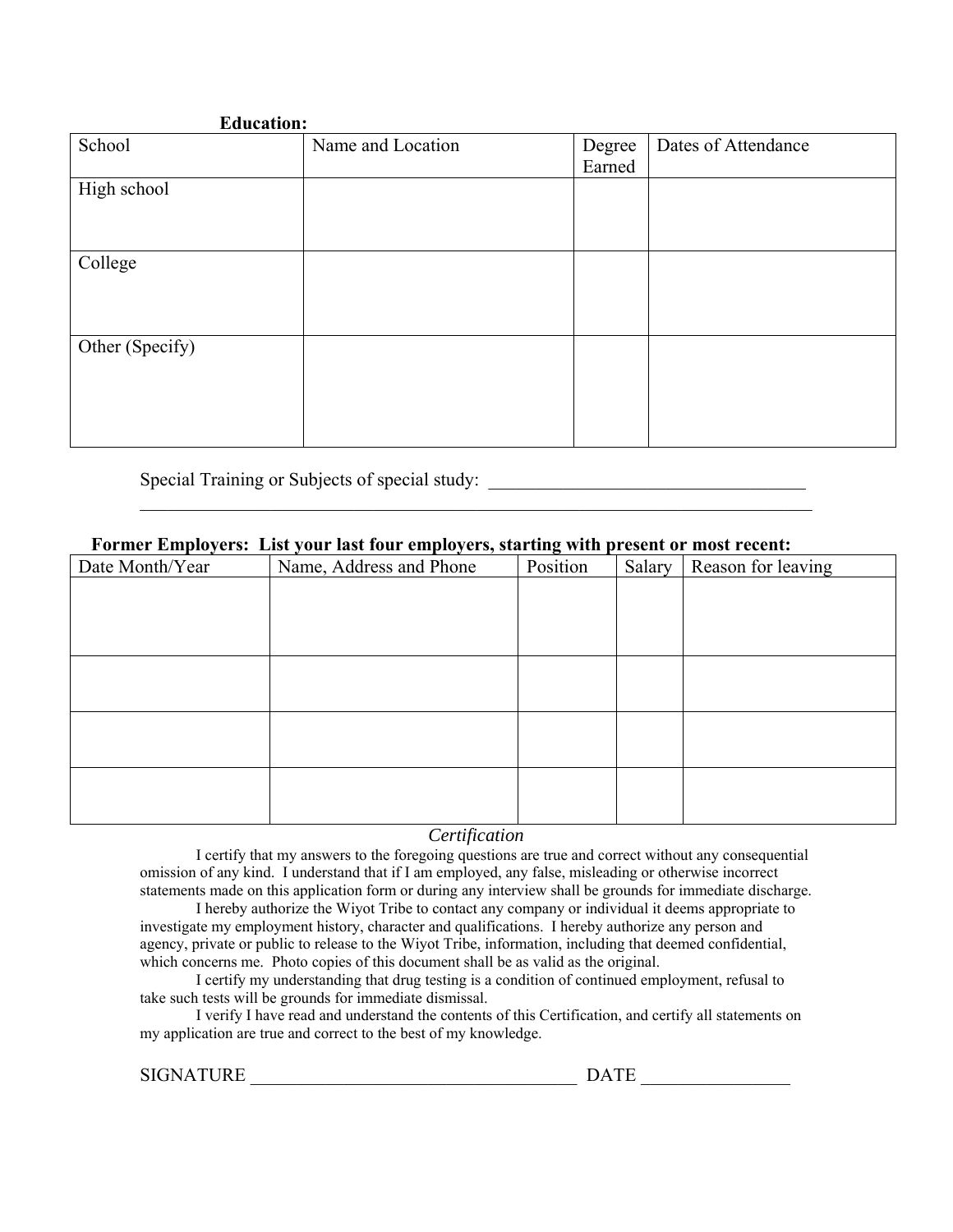**Education:**

| School | Name and Location | Degree Earned | Dates of Attendance |
|---|---|---|---|
| High school | | | |
| College | | | |
| Other (Specify) | | | |

Special Training or Subjects of special study: ___________________________________
___________________________________________________________________________

**Former Employers: List your last four employers, starting with present or most recent:**

| Date Month/Year | Name, Address and Phone | Position | Salary | Reason for leaving |
|---|---|---|---|---|
| | | | | |
| | | | | |
| | | | | |
| | | | | |

*Certification*

I certify that my answers to the foregoing questions are true and correct without any consequential omission of any kind. I understand that if I am employed, any false, misleading or otherwise incorrect statements made on this application form or during any interview shall be grounds for immediate discharge.

I hereby authorize the Wiyot Tribe to contact any company or individual it deems appropriate to investigate my employment history, character and qualifications. I hereby authorize any person and agency, private or public to release to the Wiyot Tribe, information, including that deemed confidential, which concerns me. Photo copies of this document shall be as valid as the original.

I certify my understanding that drug testing is a condition of continued employment, refusal to take such tests will be grounds for immediate dismissal.

I verify I have read and understand the contents of this Certification, and certify all statements on my application are true and correct to the best of my knowledge.

SIGNATURE ____________________________________ DATE ________________